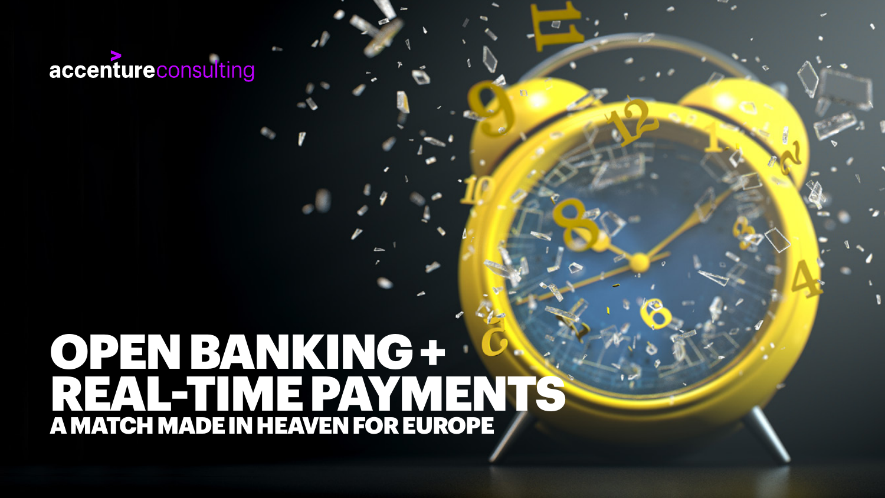accentureconsulting

# OPEN BANKING + REAL-TIME PAYMENTS

## A MATCH MADE IN HEAVEN FOR EUROPE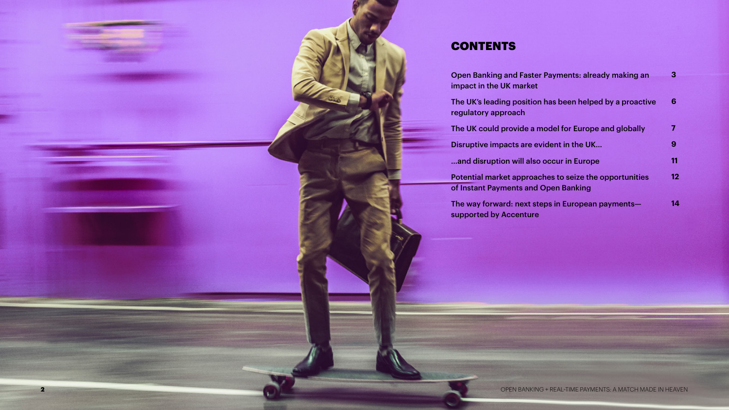# CONTENTS

| | |
|---|---|
| Open Banking and Faster Payments: already making an impact in the UK market | 3 |
| The UK's leading position has been helped by a proactive regulatory approach | 6 |
| The UK could provide a model for Europe and globally | 7 |
| Disruptive impacts are evident in the UK... | 9 |
| ...and disruption will also occur in Europe | 11 |
| Potential market approaches to seize the opportunities of Instant Payments and Open Banking | 12 |
| The way forward: next steps in European payments—supported by Accenture | 14 |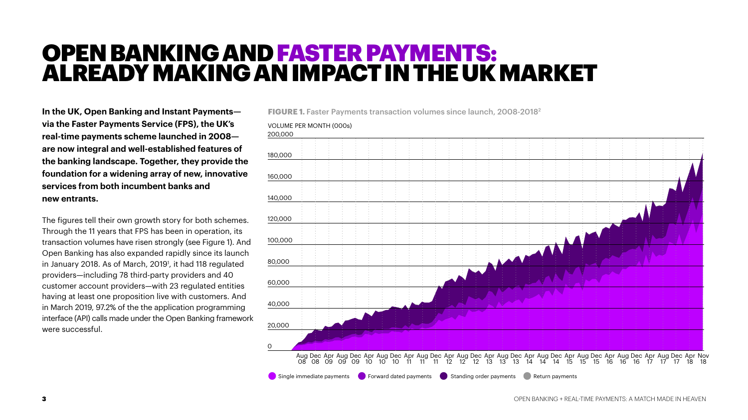# OPEN BANKING AND FASTER PAYMENTS: ALREADY MAKING AN IMPACT IN THE UK MARKET

**In the UK, Open Banking and Instant Payments—via the Faster Payments Service (FPS), the UK's real-time payments scheme launched in 2008—are now integral and well-established features of the banking landscape. Together, they provide the foundation for a widening array of new, innovative services from both incumbent banks and new entrants.**

The figures tell their own growth story for both schemes. Through the 11 years that FPS has been in operation, its transaction volumes have risen strongly (see Figure 1). And Open Banking has also expanded rapidly since its launch in January 2018. As of March, 2019[1], it had 118 regulated providers—including 78 third-party providers and 40 customer account providers—with 23 regulated entities having at least one proposition live with customers. And in March 2019, 97.2% of the the application programming interface (API) calls made under the Open Banking framework were successful.

**FIGURE 1.** Faster Payments transaction volumes since launch, 2008-2018[2]

VOLUME PER MONTH (000s)

200,000
180,000
160,000
140,000
120,000
100,000
80,000
60,000
40,000
20,000
0

Aug 08, Dec 08, Apr 09, Aug 09, Dec 09, Apr 10, Aug 10, Dec 10, Apr 11, Aug 11, Dec 11, Apr 12, Aug 12, Dec 12, Apr 13, Aug 13, Dec 13, Apr 14, Aug 14, Dec 14, Apr 15, Aug 15, Dec 15, Apr 16, Aug 16, Dec 16, Apr 17, Aug 17, Dec 17, Apr 18, Nov 18

Single immediate payments
Forward dated payments
Standing order payments
Return payments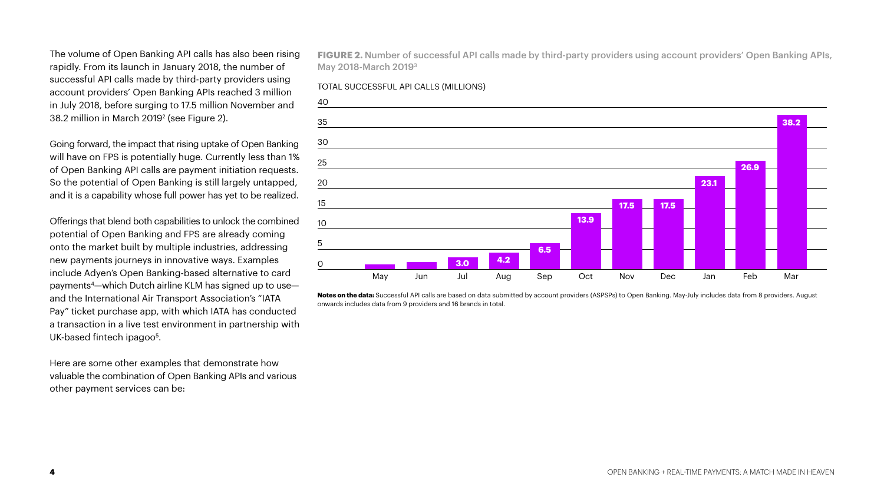The volume of Open Banking API calls has also been rising rapidly. From its launch in January 2018, the number of successful API calls made by third-party providers using account providers' Open Banking APIs reached 3 million in July 2018, before surging to 17.5 million November and 38.2 million in March 2019[2] (see Figure 2).

Going forward, the impact that rising uptake of Open Banking will have on FPS is potentially huge. Currently less than 1% of Open Banking API calls are payment initiation requests. So the potential of Open Banking is still largely untapped, and it is a capability whose full power has yet to be realized.

Offerings that blend both capabilities to unlock the combined potential of Open Banking and FPS are already coming onto the market built by multiple industries, addressing new payments journeys in innovative ways. Examples include Adyen's Open Banking-based alternative to card payments[4]—which Dutch airline KLM has signed up to use—and the International Air Transport Association's "IATA Pay" ticket purchase app, with which IATA has conducted a transaction in a live test environment in partnership with UK-based fintech ipagoo[5].

Here are some other examples that demonstrate how valuable the combination of Open Banking APIs and various other payment services can be:

**FIGURE 2.** Number of successful API calls made by third-party providers using account providers' Open Banking APIs, May 2018-March 2019[3]

TOTAL SUCCESSFUL API CALLS (MILLIONS)

40
35
30
25
20
15
10
5
0

May, Jun, Jul, Aug, Sep, Oct, Nov, Dec, Jan, Feb, Mar

3.0
4.2
6.5
13.9
17.5
17.5
23.1
26.9
38.2

**Notes on the data:** Successful API calls are based on data submitted by account providers (ASPSPs) to Open Banking. May-July includes data from 8 providers. August onwards includes data from 9 providers and 16 brands in total.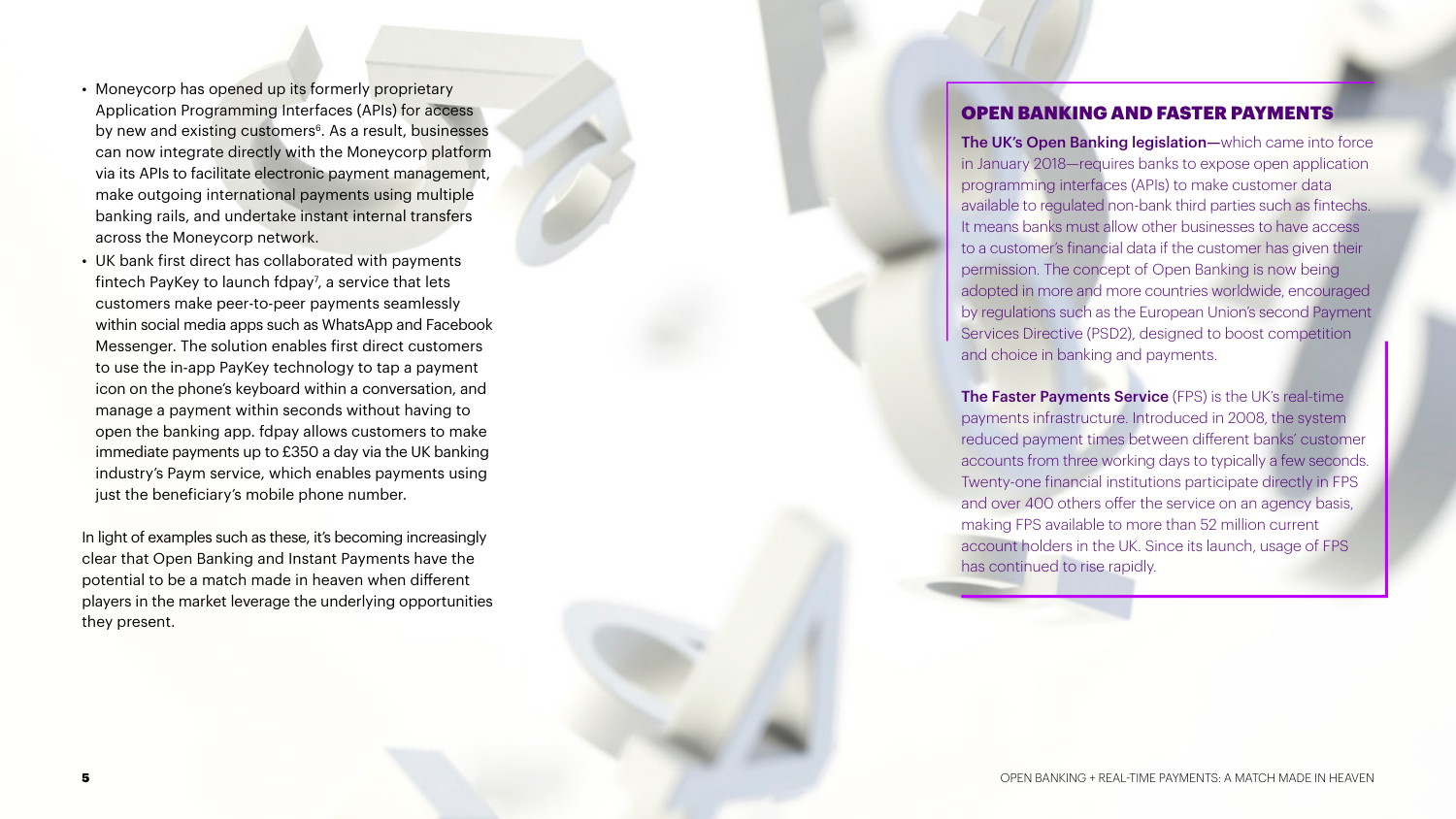- Moneycorp has opened up its formerly proprietary Application Programming Interfaces (APIs) for access by new and existing customers[6]. As a result, businesses can now integrate directly with the Moneycorp platform via its APIs to facilitate electronic payment management, make outgoing international payments using multiple banking rails, and undertake instant internal transfers across the Moneycorp network.
- UK bank first direct has collaborated with payments fintech PayKey to launch fdpay[7], a service that lets customers make peer-to-peer payments seamlessly within social media apps such as WhatsApp and Facebook Messenger. The solution enables first direct customers to use the in-app PayKey technology to tap a payment icon on the phone's keyboard within a conversation, and manage a payment within seconds without having to open the banking app. fdpay allows customers to make immediate payments up to £350 a day via the UK banking industry's Paym service, which enables payments using just the beneficiary's mobile phone number.

In light of examples such as these, it's becoming increasingly clear that Open Banking and Instant Payments have the potential to be a match made in heaven when different players in the market leverage the underlying opportunities they present.

## OPEN BANKING AND FASTER PAYMENTS

**The UK's Open Banking legislation—**which came into force in January 2018—requires banks to expose open application programming interfaces (APIs) to make customer data available to regulated non-bank third parties such as fintechs. It means banks must allow other businesses to have access to a customer's financial data if the customer has given their permission. The concept of Open Banking is now being adopted in more and more countries worldwide, encouraged by regulations such as the European Union's second Payment Services Directive (PSD2), designed to boost competition and choice in banking and payments.

**The Faster Payments Service** (FPS) is the UK's real-time payments infrastructure. Introduced in 2008, the system reduced payment times between different banks' customer accounts from three working days to typically a few seconds. Twenty-one financial institutions participate directly in FPS and over 400 others offer the service on an agency basis, making FPS available to more than 52 million current account holders in the UK. Since its launch, usage of FPS has continued to rise rapidly.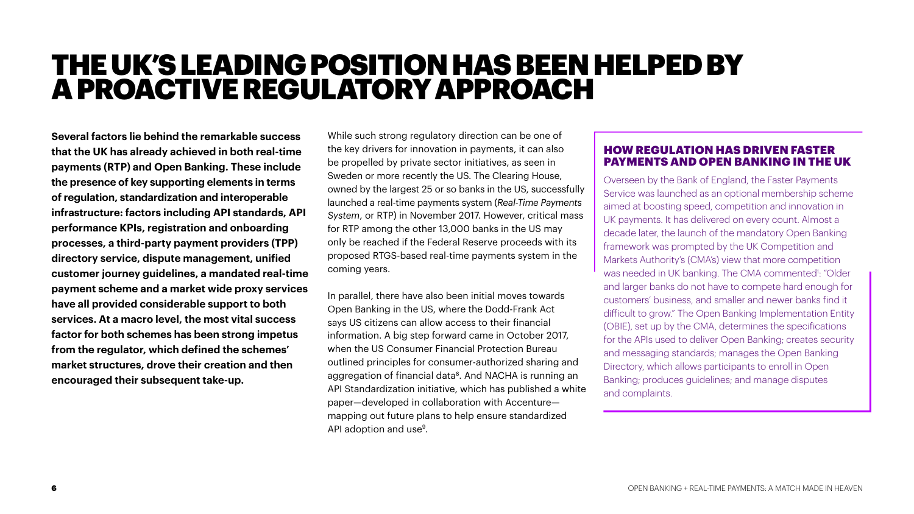# THE UK'S LEADING POSITION HAS BEEN HELPED BY A PROACTIVE REGULATORY APPROACH

**Several factors lie behind the remarkable success that the UK has already achieved in both real-time payments (RTP) and Open Banking. These include the presence of key supporting elements in terms of regulation, standardization and interoperable infrastructure: factors including API standards, API performance KPIs, registration and onboarding processes, a third-party payment providers (TPP) directory service, dispute management, unified customer journey guidelines, a mandated real-time payment scheme and a market wide proxy services have all provided considerable support to both services. At a macro level, the most vital success factor for both schemes has been strong impetus from the regulator, which defined the schemes' market structures, drove their creation and then encouraged their subsequent take-up.**

While such strong regulatory direction can be one of the key drivers for innovation in payments, it can also be propelled by private sector initiatives, as seen in Sweden or more recently the US. The Clearing House, owned by the largest 25 or so banks in the US, successfully launched a real-time payments system (*Real-Time Payments System*, or RTP) in November 2017. However, critical mass for RTP among the other 13,000 banks in the US may only be reached if the Federal Reserve proceeds with its proposed RTGS-based real-time payments system in the coming years.

In parallel, there have also been initial moves towards Open Banking in the US, where the Dodd-Frank Act says US citizens can allow access to their financial information. A big step forward came in October 2017, when the US Consumer Financial Protection Bureau outlined principles for consumer-authorized sharing and aggregation of financial data[8]. And NACHA is running an API Standardization initiative, which has published a white paper—developed in collaboration with Accenture—mapping out future plans to help ensure standardized API adoption and use[9].

## HOW REGULATION HAS DRIVEN FASTER PAYMENTS AND OPEN BANKING IN THE UK

Overseen by the Bank of England, the Faster Payments Service was launched as an optional membership scheme aimed at boosting speed, competition and innovation in UK payments. It has delivered on every count. Almost a decade later, the launch of the mandatory Open Banking framework was prompted by the UK Competition and Markets Authority's (CMA's) view that more competition was needed in UK banking. The CMA commented[i]: "Older and larger banks do not have to compete hard enough for customers' business, and smaller and newer banks find it difficult to grow." The Open Banking Implementation Entity (OBIE), set up by the CMA, determines the specifications for the APIs used to deliver Open Banking; creates security and messaging standards; manages the Open Banking Directory, which allows participants to enroll in Open Banking; produces guidelines; and manage disputes and complaints.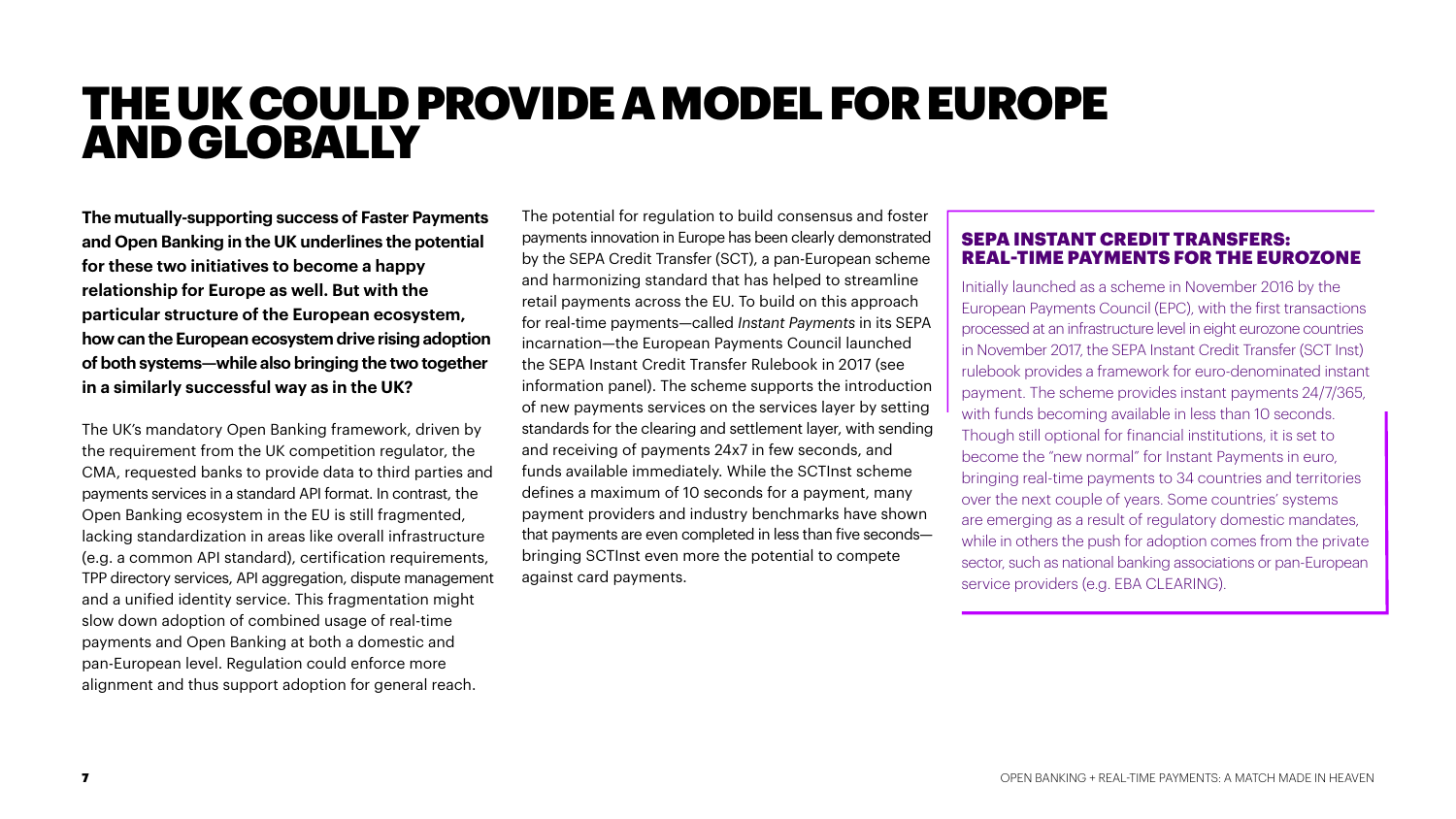# THE UK COULD PROVIDE A MODEL FOR EUROPE AND GLOBALLY

**The mutually-supporting success of Faster Payments and Open Banking in the UK underlines the potential for these two initiatives to become a happy relationship for Europe as well. But with the particular structure of the European ecosystem, how can the European ecosystem drive rising adoption of both systems—while also bringing the two together in a similarly successful way as in the UK?**

The UK's mandatory Open Banking framework, driven by the requirement from the UK competition regulator, the CMA, requested banks to provide data to third parties and payments services in a standard API format. In contrast, the Open Banking ecosystem in the EU is still fragmented, lacking standardization in areas like overall infrastructure (e.g. a common API standard), certification requirements, TPP directory services, API aggregation, dispute management and a unified identity service. This fragmentation might slow down adoption of combined usage of real-time payments and Open Banking at both a domestic and pan-European level. Regulation could enforce more alignment and thus support adoption for general reach.

The potential for regulation to build consensus and foster payments innovation in Europe has been clearly demonstrated by the SEPA Credit Transfer (SCT), a pan-European scheme and harmonizing standard that has helped to streamline retail payments across the EU. To build on this approach for real-time payments—called *Instant Payments* in its SEPA incarnation—the European Payments Council launched the SEPA Instant Credit Transfer Rulebook in 2017 (see information panel). The scheme supports the introduction of new payments services on the services layer by setting standards for the clearing and settlement layer, with sending and receiving of payments 24x7 in few seconds, and funds available immediately. While the SCTInst scheme defines a maximum of 10 seconds for a payment, many payment providers and industry benchmarks have shown that payments are even completed in less than five seconds—bringing SCTInst even more the potential to compete against card payments.

## SEPA INSTANT CREDIT TRANSFERS: REAL-TIME PAYMENTS FOR THE EUROZONE

Initially launched as a scheme in November 2016 by the European Payments Council (EPC), with the first transactions processed at an infrastructure level in eight eurozone countries in November 2017, the SEPA Instant Credit Transfer (SCT Inst) rulebook provides a framework for euro-denominated instant payment. The scheme provides instant payments 24/7/365, with funds becoming available in less than 10 seconds. Though still optional for financial institutions, it is set to become the "new normal" for Instant Payments in euro, bringing real-time payments to 34 countries and territories over the next couple of years. Some countries' systems are emerging as a result of regulatory domestic mandates, while in others the push for adoption comes from the private sector, such as national banking associations or pan-European service providers (e.g. EBA CLEARING).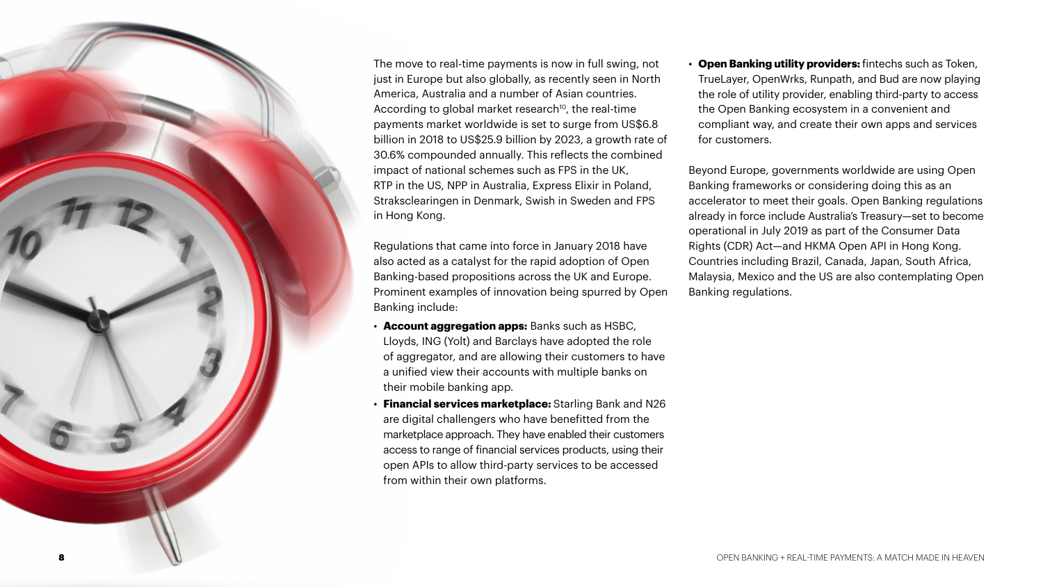The move to real-time payments is now in full swing, not just in Europe but also globally, as recently seen in North America, Australia and a number of Asian countries. According to global market research[10], the real-time payments market worldwide is set to surge from US$6.8 billion in 2018 to US$25.9 billion by 2023, a growth rate of 30.6% compounded annually. This reflects the combined impact of national schemes such as FPS in the UK, RTP in the US, NPP in Australia, Express Elixir in Poland, Straksclearingen in Denmark, Swish in Sweden and FPS in Hong Kong.

Regulations that came into force in January 2018 have also acted as a catalyst for the rapid adoption of Open Banking-based propositions across the UK and Europe. Prominent examples of innovation being spurred by Open Banking include:

- **Account aggregation apps:** Banks such as HSBC, Lloyds, ING (Yolt) and Barclays have adopted the role of aggregator, and are allowing their customers to have a unified view their accounts with multiple banks on their mobile banking app.
- **Financial services marketplace:** Starling Bank and N26 are digital challengers who have benefitted from the marketplace approach. They have enabled their customers access to range of financial services products, using their open APIs to allow third-party services to be accessed from within their own platforms.
- **Open Banking utility providers:** fintechs such as Token, TrueLayer, OpenWrks, Runpath, and Bud are now playing the role of utility provider, enabling third-party to access the Open Banking ecosystem in a convenient and compliant way, and create their own apps and services for customers.

Beyond Europe, governments worldwide are using Open Banking frameworks or considering doing this as an accelerator to meet their goals. Open Banking regulations already in force include Australia's Treasury—set to become operational in July 2019 as part of the Consumer Data Rights (CDR) Act—and HKMA Open API in Hong Kong. Countries including Brazil, Canada, Japan, South Africa, Malaysia, Mexico and the US are also contemplating Open Banking regulations.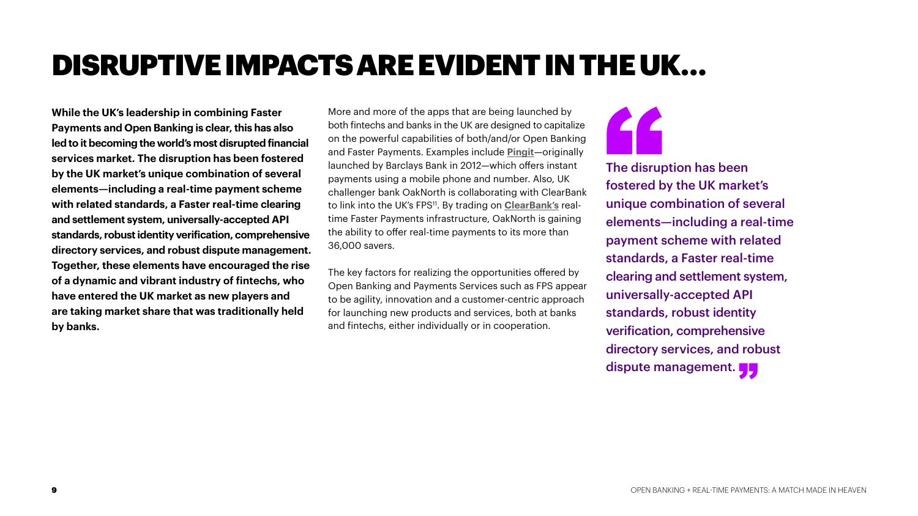# DISRUPTIVE IMPACTS ARE EVIDENT IN THE UK…

**While the UK's leadership in combining Faster Payments and Open Banking is clear, this has also led to it becoming the world's most disrupted financial services market. The disruption has been fostered by the UK market's unique combination of several elements—including a real-time payment scheme with related standards, a Faster real-time clearing and settlement system, universally-accepted API standards, robust identity verification, comprehensive directory services, and robust dispute management. Together, these elements have encouraged the rise of a dynamic and vibrant industry of fintechs, who have entered the UK market as new players and are taking market share that was traditionally held by banks.**

More and more of the apps that are being launched by both fintechs and banks in the UK are designed to capitalize on the powerful capabilities of both/and/or Open Banking and Faster Payments. Examples include **Pingit**—originally launched by Barclays Bank in 2012—which offers instant payments using a mobile phone and number. Also, UK challenger bank OakNorth is collaborating with ClearBank to link into the UK's FPS[11]. By trading on **ClearBank's** real-time Faster Payments infrastructure, OakNorth is gaining the ability to offer real-time payments to its more than 36,000 savers.

The key factors for realizing the opportunities offered by Open Banking and Payments Services such as FPS appear to be agility, innovation and a customer-centric approach for launching new products and services, both at banks and fintechs, either individually or in cooperation.

> "The disruption has been fostered by the UK market's unique combination of several elements—including a real-time payment scheme with related standards, a Faster real-time clearing and settlement system, universally-accepted API standards, robust identity verification, comprehensive directory services, and robust dispute management."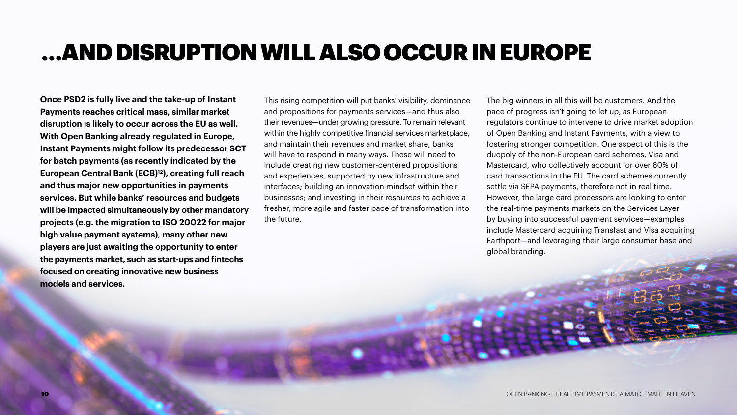# ...AND DISRUPTION WILL ALSO OCCUR IN EUROPE

**Once PSD2 is fully live and the take-up of Instant Payments reaches critical mass, similar market disruption is likely to occur across the EU as well. With Open Banking already regulated in Europe, Instant Payments might follow its predecessor SCT for batch payments (as recently indicated by the European Central Bank (ECB)[12]), creating full reach and thus major new opportunities in payments services. But while banks' resources and budgets will be impacted simultaneously by other mandatory projects (e.g. the migration to ISO 20022 for major high value payment systems), many other new players are just awaiting the opportunity to enter the payments market, such as start-ups and fintechs focused on creating innovative new business models and services.**

This rising competition will put banks' visibility, dominance and propositions for payments services—and thus also their revenues—under growing pressure. To remain relevant within the highly competitive financial services marketplace, and maintain their revenues and market share, banks will have to respond in many ways. These will need to include creating new customer-centered propositions and experiences, supported by new infrastructure and interfaces; building an innovation mindset within their businesses; and investing in their resources to achieve a fresher, more agile and faster pace of transformation into the future.

The big winners in all this will be customers. And the pace of progress isn't going to let up, as European regulators continue to intervene to drive market adoption of Open Banking and Instant Payments, with a view to fostering stronger competition. One aspect of this is the duopoly of the non-European card schemes, Visa and Mastercard, who collectively account for over 80% of card transactions in the EU. The card schemes currently settle via SEPA payments, therefore not in real time. However, the large card processors are looking to enter the real-time payments markets on the Services Layer by buying into successful payment services—examples include Mastercard acquiring Transfast and Visa acquiring Earthport—and leveraging their large consumer base and global branding.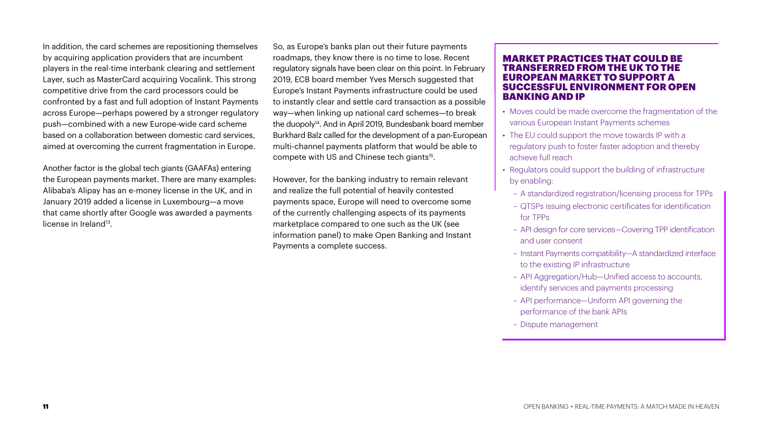In addition, the card schemes are repositioning themselves by acquiring application providers that are incumbent players in the real-time interbank clearing and settlement Layer, such as MasterCard acquiring Vocalink. This strong competitive drive from the card processors could be confronted by a fast and full adoption of Instant Payments across Europe—perhaps powered by a stronger regulatory push—combined with a new Europe-wide card scheme based on a collaboration between domestic card services, aimed at overcoming the current fragmentation in Europe.

Another factor is the global tech giants (GAAFAs) entering the European payments market. There are many examples: Alibaba's Alipay has an e-money license in the UK, and in January 2019 added a license in Luxembourg—a move that came shortly after Google was awarded a payments license in Ireland[13].

So, as Europe's banks plan out their future payments roadmaps, they know there is no time to lose. Recent regulatory signals have been clear on this point. In February 2019, ECB board member Yves Mersch suggested that Europe's Instant Payments infrastructure could be used to instantly clear and settle card transaction as a possible way—when linking up national card schemes—to break the duopoly[14]. And in April 2019, Bundesbank board member Burkhard Balz called for the development of a pan-European multi-channel payments platform that would be able to compete with US and Chinese tech giants[15].

However, for the banking industry to remain relevant and realize the full potential of heavily contested payments space, Europe will need to overcome some of the currently challenging aspects of its payments marketplace compared to one such as the UK (see information panel) to make Open Banking and Instant Payments a complete success.

## MARKET PRACTICES THAT COULD BE TRANSFERRED FROM THE UK TO THE EUROPEAN MARKET TO SUPPORT A SUCCESSFUL ENVIRONMENT FOR OPEN BANKING AND IP

- Moves could be made overcome the fragmentation of the various European Instant Payments schemes
- The EU could support the move towards IP with a regulatory push to foster faster adoption and thereby achieve full reach
- Regulators could support the building of infrastructure by enabling:
  - A standardized registration/licensing process for TPPs
  - QTSPs issuing electronic certificates for identification for TPPs
  - API design for core services—Covering TPP identification and user consent
  - Instant Payments compatibility—A standardized interface to the existing IP infrastructure
  - API Aggregation/Hub—Unified access to accounts, identify services and payments processing
  - API performance—Uniform API governing the performance of the bank APIs
  - Dispute management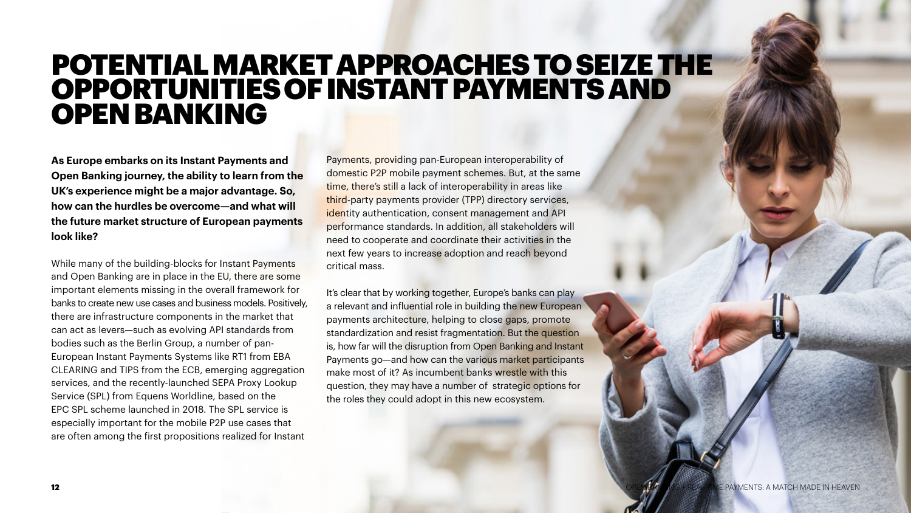# POTENTIAL MARKET APPROACHES TO SEIZE THE OPPORTUNITIES OF INSTANT PAYMENTS AND OPEN BANKING

**As Europe embarks on its Instant Payments and Open Banking journey, the ability to learn from the UK's experience might be a major advantage. So, how can the hurdles be overcome—and what will the future market structure of European payments look like?**

While many of the building-blocks for Instant Payments and Open Banking are in place in the EU, there are some important elements missing in the overall framework for banks to create new use cases and business models. Positively, there are infrastructure components in the market that can act as levers—such as evolving API standards from bodies such as the Berlin Group, a number of pan-European Instant Payments Systems like RT1 from EBA CLEARING and TIPS from the ECB, emerging aggregation services, and the recently-launched SEPA Proxy Lookup Service (SPL) from Equens Worldline, based on the EPC SPL scheme launched in 2018. The SPL service is especially important for the mobile P2P use cases that are often among the first propositions realized for Instant Payments, providing pan-European interoperability of domestic P2P mobile payment schemes. But, at the same time, there's still a lack of interoperability in areas like third-party payments provider (TPP) directory services, identity authentication, consent management and API performance standards. In addition, all stakeholders will need to cooperate and coordinate their activities in the next few years to increase adoption and reach beyond critical mass.

It's clear that by working together, Europe's banks can play a relevant and influential role in building the new European payments architecture, helping to close gaps, promote standardization and resist fragmentation. But the question is, how far will the disruption from Open Banking and Instant Payments go—and how can the various market participants make most of it? As incumbent banks wrestle with this question, they may have a number of strategic options for the roles they could adopt in this new ecosystem.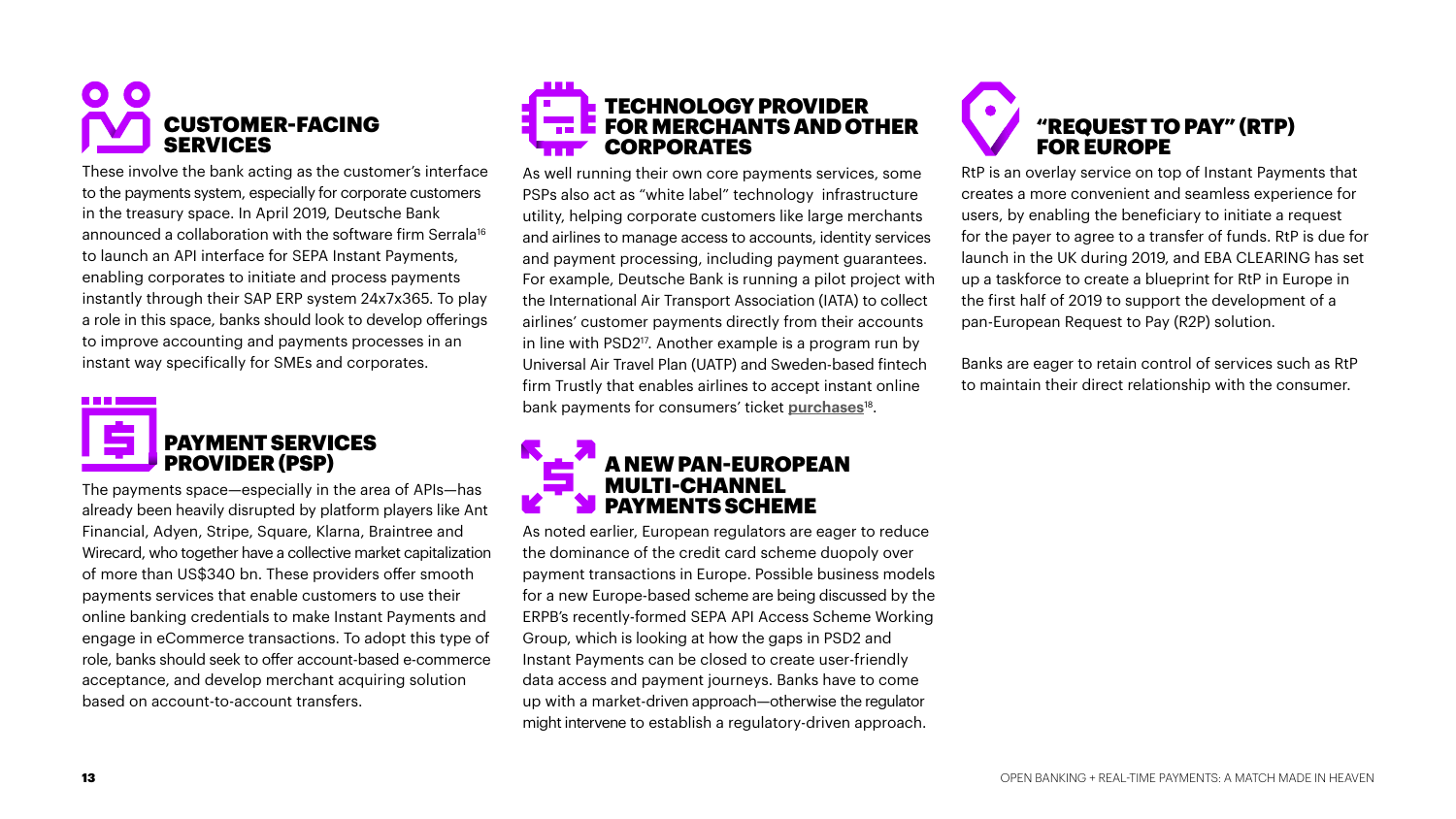## CUSTOMER-FACING SERVICES

These involve the bank acting as the customer's interface to the payments system, especially for corporate customers in the treasury space. In April 2019, Deutsche Bank announced a collaboration with the software firm Serrala[16] to launch an API interface for SEPA Instant Payments, enabling corporates to initiate and process payments instantly through their SAP ERP system 24x7x365. To play a role in this space, banks should look to develop offerings to improve accounting and payments processes in an instant way specifically for SMEs and corporates.

## PAYMENT SERVICES PROVIDER (PSP)

The payments space—especially in the area of APIs—has already been heavily disrupted by platform players like Ant Financial, Adyen, Stripe, Square, Klarna, Braintree and Wirecard, who together have a collective market capitalization of more than US$340 bn. These providers offer smooth payments services that enable customers to use their online banking credentials to make Instant Payments and engage in eCommerce transactions. To adopt this type of role, banks should seek to offer account-based e-commerce acceptance, and develop merchant acquiring solution based on account-to-account transfers.

## TECHNOLOGY PROVIDER FOR MERCHANTS AND OTHER CORPORATES

As well running their own core payments services, some PSPs also act as "white label" technology infrastructure utility, helping corporate customers like large merchants and airlines to manage access to accounts, identity services and payment processing, including payment guarantees. For example, Deutsche Bank is running a pilot project with the International Air Transport Association (IATA) to collect airlines' customer payments directly from their accounts in line with PSD2[17]. Another example is a program run by Universal Air Travel Plan (UATP) and Sweden-based fintech firm Trustly that enables airlines to accept instant online bank payments for consumers' ticket **purchases**[18].

## A NEW PAN-EUROPEAN MULTI-CHANNEL PAYMENTS SCHEME

As noted earlier, European regulators are eager to reduce the dominance of the credit card scheme duopoly over payment transactions in Europe. Possible business models for a new Europe-based scheme are being discussed by the ERPB's recently-formed SEPA API Access Scheme Working Group, which is looking at how the gaps in PSD2 and Instant Payments can be closed to create user-friendly data access and payment journeys. Banks have to come up with a market-driven approach—otherwise the regulator might intervene to establish a regulatory-driven approach.

## "REQUEST TO PAY" (RTP) FOR EUROPE

RtP is an overlay service on top of Instant Payments that creates a more convenient and seamless experience for users, by enabling the beneficiary to initiate a request for the payer to agree to a transfer of funds. RtP is due for launch in the UK during 2019, and EBA CLEARING has set up a taskforce to create a blueprint for RtP in Europe in the first half of 2019 to support the development of a pan-European Request to Pay (R2P) solution.

Banks are eager to retain control of services such as RtP to maintain their direct relationship with the consumer.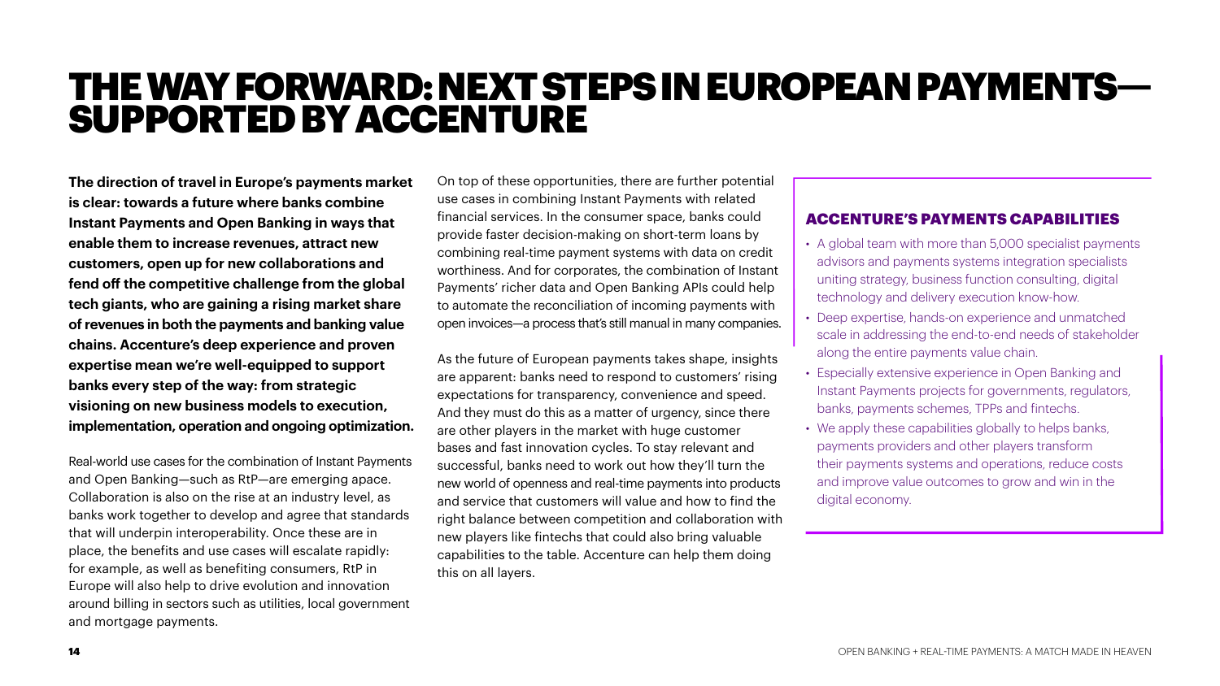# THE WAY FORWARD: NEXT STEPS IN EUROPEAN PAYMENTS—SUPPORTED BY ACCENTURE

**The direction of travel in Europe's payments market is clear: towards a future where banks combine Instant Payments and Open Banking in ways that enable them to increase revenues, attract new customers, open up for new collaborations and fend off the competitive challenge from the global tech giants, who are gaining a rising market share of revenues in both the payments and banking value chains. Accenture's deep experience and proven expertise mean we're well-equipped to support banks every step of the way: from strategic visioning on new business models to execution, implementation, operation and ongoing optimization.**

Real-world use cases for the combination of Instant Payments and Open Banking—such as RtP—are emerging apace. Collaboration is also on the rise at an industry level, as banks work together to develop and agree that standards that will underpin interoperability. Once these are in place, the benefits and use cases will escalate rapidly: for example, as well as benefiting consumers, RtP in Europe will also help to drive evolution and innovation around billing in sectors such as utilities, local government and mortgage payments.

On top of these opportunities, there are further potential use cases in combining Instant Payments with related financial services. In the consumer space, banks could provide faster decision-making on short-term loans by combining real-time payment systems with data on credit worthiness. And for corporates, the combination of Instant Payments' richer data and Open Banking APIs could help to automate the reconciliation of incoming payments with open invoices—a process that's still manual in many companies.

As the future of European payments takes shape, insights are apparent: banks need to respond to customers' rising expectations for transparency, convenience and speed. And they must do this as a matter of urgency, since there are other players in the market with huge customer bases and fast innovation cycles. To stay relevant and successful, banks need to work out how they'll turn the new world of openness and real-time payments into products and service that customers will value and how to find the right balance between competition and collaboration with new players like fintechs that could also bring valuable capabilities to the table. Accenture can help them doing this on all layers.

## ACCENTURE'S PAYMENTS CAPABILITIES

- A global team with more than 5,000 specialist payments advisors and payments systems integration specialists uniting strategy, business function consulting, digital technology and delivery execution know-how.
- Deep expertise, hands-on experience and unmatched scale in addressing the end-to-end needs of stakeholder along the entire payments value chain.
- Especially extensive experience in Open Banking and Instant Payments projects for governments, regulators, banks, payments schemes, TPPs and fintechs.
- We apply these capabilities globally to helps banks, payments providers and other players transform their payments systems and operations, reduce costs and improve value outcomes to grow and win in the digital economy.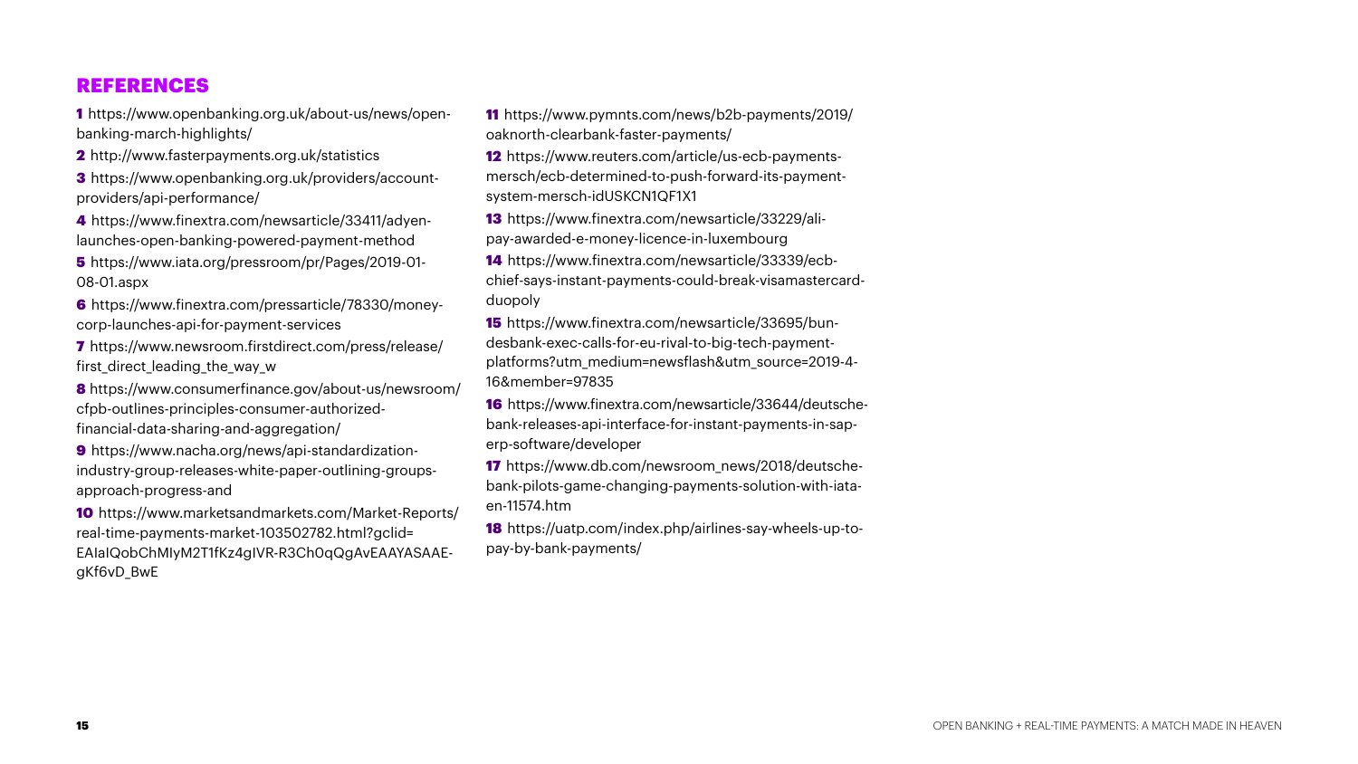## REFERENCES

**1** https://www.openbanking.org.uk/about-us/news/open-banking-march-highlights/

**2** http://www.fasterpayments.org.uk/statistics

**3** https://www.openbanking.org.uk/providers/account-providers/api-performance/

**4** https://www.finextra.com/newsarticle/33411/adyen-launches-open-banking-powered-payment-method

**5** https://www.iata.org/pressroom/pr/Pages/2019-01-08-01.aspx

**6** https://www.finextra.com/pressarticle/78330/moneycorp-launches-api-for-payment-services

**7** https://www.newsroom.firstdirect.com/press/release/first_direct_leading_the_way_w

**8** https://www.consumerfinance.gov/about-us/newsroom/cfpb-outlines-principles-consumer-authorized-financial-data-sharing-and-aggregation/

**9** https://www.nacha.org/news/api-standardization-industry-group-releases-white-paper-outlining-groups-approach-progress-and

**10** https://www.marketsandmarkets.com/Market-Reports/real-time-payments-market-103502782.html?gclid=EAIaIQobChMIyM2T1fKz4gIVR-R3Ch0qQgAvEAAYASAAEgKf6vD_BwE

**11** https://www.pymnts.com/news/b2b-payments/2019/oaknorth-clearbank-faster-payments/

**12** https://www.reuters.com/article/us-ecb-payments-mersch/ecb-determined-to-push-forward-its-payment-system-mersch-idUSKCN1QF1X1

**13** https://www.finextra.com/newsarticle/33229/alipay-awarded-e-money-licence-in-luxembourg

**14** https://www.finextra.com/newsarticle/33339/ecb-chief-says-instant-payments-could-break-visamastercard-duopoly

**15** https://www.finextra.com/newsarticle/33695/bundesbank-exec-calls-for-eu-rival-to-big-tech-payment-platforms?utm_medium=newsflash&utm_source=2019-4-16&member=97835

**16** https://www.finextra.com/newsarticle/33644/deutsche-bank-releases-api-interface-for-instant-payments-in-sap-erp-software/developer

**17** https://www.db.com/newsroom_news/2018/deutsche-bank-pilots-game-changing-payments-solution-with-iata-en-11574.htm

**18** https://uatp.com/index.php/airlines-say-wheels-up-to-pay-by-bank-payments/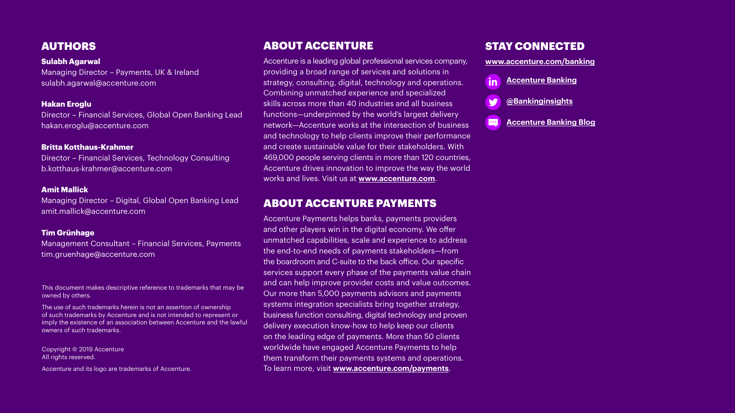## AUTHORS

**Sulabh Agarwal**
Managing Director – Payments, UK & Ireland
sulabh.agarwal@accenture.com

**Hakan Eroglu**
Director – Financial Services, Global Open Banking Lead
hakan.eroglu@accenture.com

**Britta Kotthaus-Krahmer**
Director – Financial Services, Technology Consulting
b.kotthaus-krahmer@accenture.com

**Amit Mallick**
Managing Director – Digital, Global Open Banking Lead
amit.mallick@accenture.com

**Tim Grünhage**
Management Consultant – Financial Services, Payments
tim.gruenhage@accenture.com

This document makes descriptive reference to trademarks that may be owned by others.

The use of such trademarks herein is not an assertion of ownership of such trademarks by Accenture and is not intended to represent or imply the existence of an association between Accenture and the lawful owners of such trademarks.

Copyright © 2019 Accenture
All rights reserved.

Accenture and its logo are trademarks of Accenture.

## ABOUT ACCENTURE

Accenture is a leading global professional services company, providing a broad range of services and solutions in strategy, consulting, digital, technology and operations. Combining unmatched experience and specialized skills across more than 40 industries and all business functions—underpinned by the world's largest delivery network—Accenture works at the intersection of business and technology to help clients improve their performance and create sustainable value for their stakeholders. With 469,000 people serving clients in more than 120 countries, Accenture drives innovation to improve the way the world works and lives. Visit us at **www.accenture.com**.

## ABOUT ACCENTURE PAYMENTS

Accenture Payments helps banks, payments providers and other players win in the digital economy. We offer unmatched capabilities, scale and experience to address the end-to-end needs of payments stakeholders—from the boardroom and C-suite to the back office. Our specific services support every phase of the payments value chain and can help improve provider costs and value outcomes. Our more than 5,000 payments advisors and payments systems integration specialists bring together strategy, business function consulting, digital technology and proven delivery execution know-how to help keep our clients on the leading edge of payments. More than 50 clients worldwide have engaged Accenture Payments to help them transform their payments systems and operations. To learn more, visit **www.accenture.com/payments**.

## STAY CONNECTED

**www.accenture.com/banking**

**Accenture Banking**

**@Bankinginsights**

**Accenture Banking Blog**